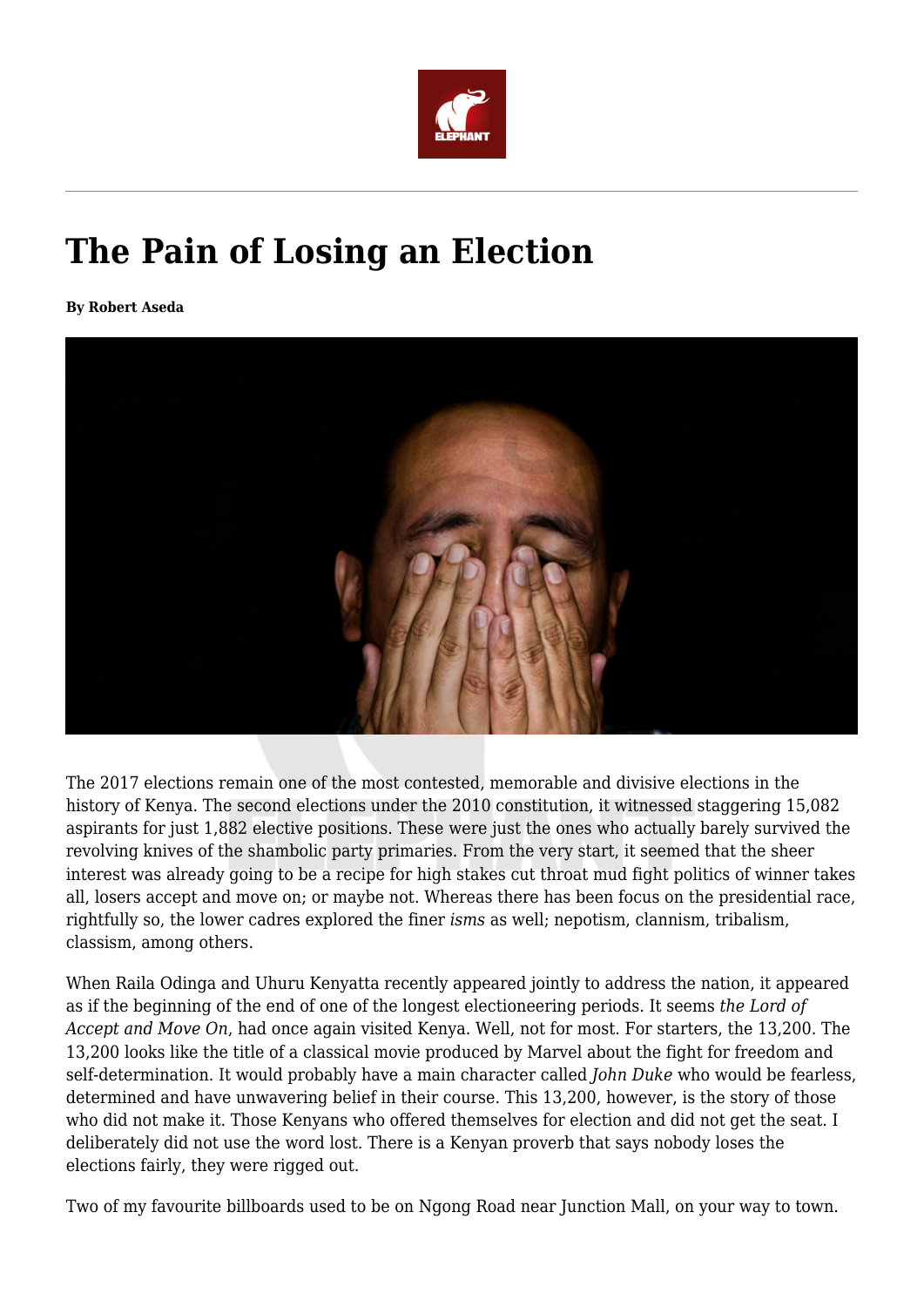# The Pain of Losing an Election

**By Robert Aseda**

The 2017 elections remain one of the most contested, memorable and divisive elections in the history of Kenya. The second elections under the 2010 constitution, it witnessed staggering 15,082 aspirants for just 1,882 elective positions. These were just the ones who actually barely survived the revolving knives of the shambolic party primaries. From the very start, it seemed that the sheer interest was already going to be a recipe for high stakes cut throat mud fight politics of winner takes all, losers accept and move on; or maybe not. Whereas there has been focus on the presidential race, rightfully so, the lower cadres explored the finer *isms* as well; nepotism, clannism, tribalism, classism, among others.

When Raila Odinga and Uhuru Kenyatta recently appeared jointly to address the nation, it appeared as if the beginning of the end of one of the longest electioneering periods. It seems *the Lord of Accept and Move On*, had once again visited Kenya. Well, not for most. For starters, the 13,200. The 13,200 looks like the title of a classical movie produced by Marvel about the fight for freedom and self-determination. It would probably have a main character called *John Duke* who would be fearless, determined and have unwavering belief in their course. This 13,200, however, is the story of those who did not make it. Those Kenyans who offered themselves for election and did not get the seat. I deliberately did not use the word lost. There is a Kenyan proverb that says nobody loses the elections fairly, they were rigged out.

Two of my favourite billboards used to be on Ngong Road near Junction Mall, on your way to town.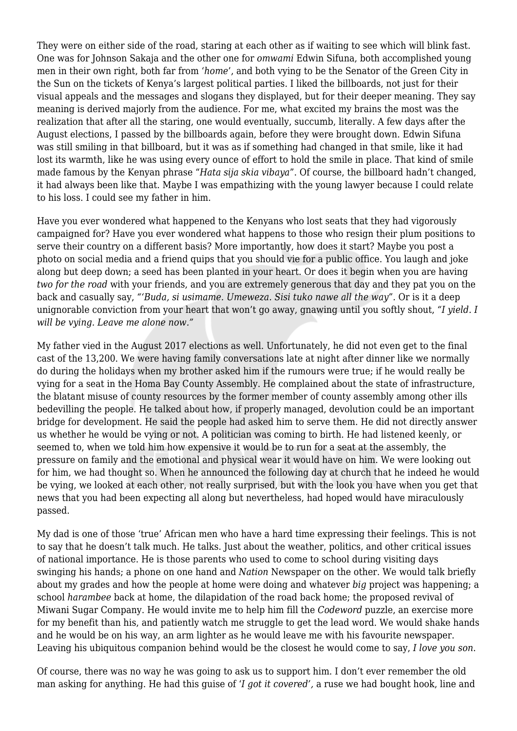They were on either side of the road, staring at each other as if waiting to see which will blink fast. One was for Johnson Sakaja and the other one for *omwami* Edwin Sifuna, both accomplished young men in their own right, both far from '*home*', and both vying to be the Senator of the Green City in the Sun on the tickets of Kenya's largest political parties. I liked the billboards, not just for their visual appeals and the messages and slogans they displayed, but for their deeper meaning. They say meaning is derived majorly from the audience. For me, what excited my brains the most was the realization that after all the staring, one would eventually, succumb, literally. A few days after the August elections, I passed by the billboards again, before they were brought down. Edwin Sifuna was still smiling in that billboard, but it was as if something had changed in that smile, like it had lost its warmth, like he was using every ounce of effort to hold the smile in place. That kind of smile made famous by the Kenyan phrase "*Hata sija skia vibaya*". Of course, the billboard hadn't changed, it had always been like that. Maybe I was empathizing with the young lawyer because I could relate to his loss. I could see my father in him.

Have you ever wondered what happened to the Kenyans who lost seats that they had vigorously campaigned for? Have you ever wondered what happens to those who resign their plum positions to serve their country on a different basis? More importantly, how does it start? Maybe you post a photo on social media and a friend quips that you should vie for a public office. You laugh and joke along but deep down; a seed has been planted in your heart. Or does it begin when you are having *two for the road* with your friends, and you are extremely generous that day and they pat you on the back and casually say, "*'Buda, si usimame. Umeweza. Sisi tuko nawe all the way*". Or is it a deep unignorable conviction from your heart that won't go away, gnawing until you softly shout, *"I yield. I will be vying. Leave me alone now."*

My father vied in the August 2017 elections as well. Unfortunately, he did not even get to the final cast of the 13,200. We were having family conversations late at night after dinner like we normally do during the holidays when my brother asked him if the rumours were true; if he would really be vying for a seat in the Homa Bay County Assembly. He complained about the state of infrastructure, the blatant misuse of county resources by the former member of county assembly among other ills bedevilling the people. He talked about how, if properly managed, devolution could be an important bridge for development. He said the people had asked him to serve them. He did not directly answer us whether he would be vying or not. A politician was coming to birth. He had listened keenly, or seemed to, when we told him how expensive it would be to run for a seat at the assembly, the pressure on family and the emotional and physical wear it would have on him. We were looking out for him, we had thought so. When he announced the following day at church that he indeed he would be vying, we looked at each other, not really surprised, but with the look you have when you get that news that you had been expecting all along but nevertheless, had hoped would have miraculously passed.

My dad is one of those 'true' African men who have a hard time expressing their feelings. This is not to say that he doesn't talk much. He talks. Just about the weather, politics, and other critical issues of national importance. He is those parents who used to come to school during visiting days swinging his hands; a phone on one hand and *Nation* Newspaper on the other. We would talk briefly about my grades and how the people at home were doing and whatever *big* project was happening; a school *harambee* back at home, the dilapidation of the road back home; the proposed revival of Miwani Sugar Company. He would invite me to help him fill the *Codeword* puzzle, an exercise more for my benefit than his, and patiently watch me struggle to get the lead word. We would shake hands and he would be on his way, an arm lighter as he would leave me with his favourite newspaper. Leaving his ubiquitous companion behind would be the closest he would come to say, *I love you son*.

Of course, there was no way he was going to ask us to support him. I don't ever remember the old man asking for anything. He had this guise of '*I got it covered',* a ruse we had bought hook, line and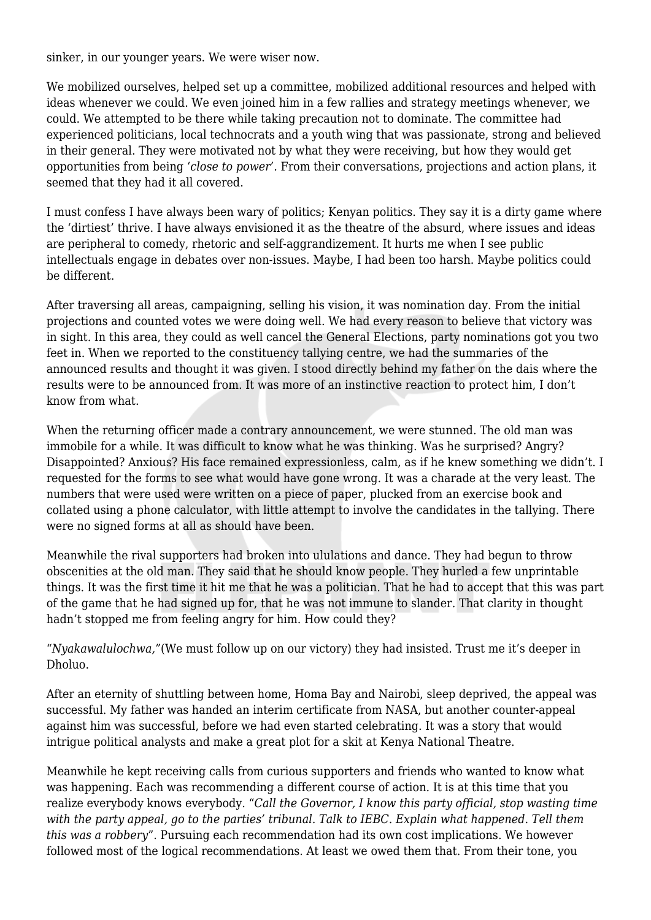sinker, in our younger years. We were wiser now.

We mobilized ourselves, helped set up a committee, mobilized additional resources and helped with ideas whenever we could. We even joined him in a few rallies and strategy meetings whenever, we could. We attempted to be there while taking precaution not to dominate. The committee had experienced politicians, local technocrats and a youth wing that was passionate, strong and believed in their general. They were motivated not by what they were receiving, but how they would get opportunities from being '*close to power*'. From their conversations, projections and action plans, it seemed that they had it all covered.

I must confess I have always been wary of politics; Kenyan politics. They say it is a dirty game where the 'dirtiest' thrive. I have always envisioned it as the theatre of the absurd, where issues and ideas are peripheral to comedy, rhetoric and self-aggrandizement. It hurts me when I see public intellectuals engage in debates over non-issues. Maybe, I had been too harsh. Maybe politics could be different.

After traversing all areas, campaigning, selling his vision, it was nomination day. From the initial projections and counted votes we were doing well. We had every reason to believe that victory was in sight. In this area, they could as well cancel the General Elections, party nominations got you two feet in. When we reported to the constituency tallying centre, we had the summaries of the announced results and thought it was given. I stood directly behind my father on the dais where the results were to be announced from. It was more of an instinctive reaction to protect him, I don't know from what.

When the returning officer made a contrary announcement, we were stunned. The old man was immobile for a while. It was difficult to know what he was thinking. Was he surprised? Angry? Disappointed? Anxious? His face remained expressionless, calm, as if he knew something we didn't. I requested for the forms to see what would have gone wrong. It was a charade at the very least. The numbers that were used were written on a piece of paper, plucked from an exercise book and collated using a phone calculator, with little attempt to involve the candidates in the tallying. There were no signed forms at all as should have been.

Meanwhile the rival supporters had broken into ululations and dance. They had begun to throw obscenities at the old man. They said that he should know people. They hurled a few unprintable things. It was the first time it hit me that he was a politician. That he had to accept that this was part of the game that he had signed up for, that he was not immune to slander. That clarity in thought hadn't stopped me from feeling angry for him. How could they?

"*Nyakawalulochwa,"*(We must follow up on our victory) they had insisted. Trust me it's deeper in Dholuo.

After an eternity of shuttling between home, Homa Bay and Nairobi, sleep deprived, the appeal was successful. My father was handed an interim certificate from NASA, but another counter-appeal against him was successful, before we had even started celebrating. It was a story that would intrigue political analysts and make a great plot for a skit at Kenya National Theatre.

Meanwhile he kept receiving calls from curious supporters and friends who wanted to know what was happening. Each was recommending a different course of action. It is at this time that you realize everybody knows everybody. "*Call the Governor, I know this party official, stop wasting time with the party appeal, go to the parties' tribunal. Talk to IEBC. Explain what happened. Tell them this was a robbery*". Pursuing each recommendation had its own cost implications. We however followed most of the logical recommendations. At least we owed them that. From their tone, you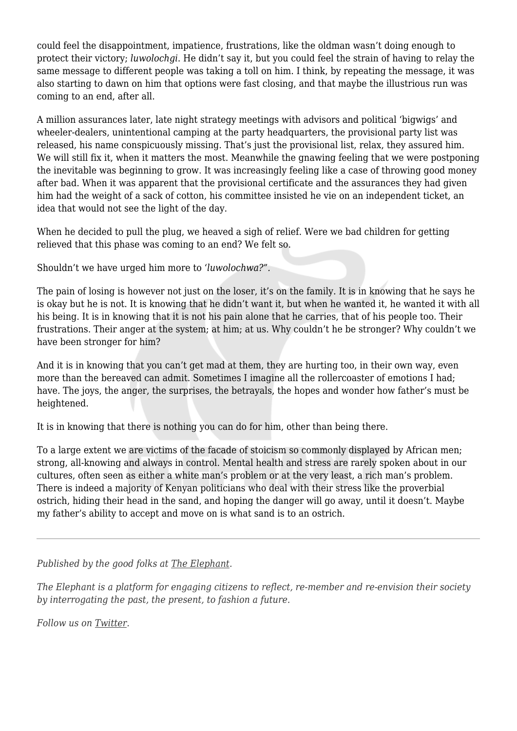could feel the disappointment, impatience, frustrations, like the oldman wasn't doing enough to protect their victory; *luwolochgi*. He didn't say it, but you could feel the strain of having to relay the same message to different people was taking a toll on him. I think, by repeating the message, it was also starting to dawn on him that options were fast closing, and that maybe the illustrious run was coming to an end, after all.

A million assurances later, late night strategy meetings with advisors and political 'bigwigs' and wheeler-dealers, unintentional camping at the party headquarters, the provisional party list was released, his name conspicuously missing. That's just the provisional list, relax, they assured him. We will still fix it, when it matters the most. Meanwhile the gnawing feeling that we were postponing the inevitable was beginning to grow. It was increasingly feeling like a case of throwing good money after bad. When it was apparent that the provisional certificate and the assurances they had given him had the weight of a sack of cotton, his committee insisted he vie on an independent ticket, an idea that would not see the light of the day.

When he decided to pull the plug, we heaved a sigh of relief. Were we bad children for getting relieved that this phase was coming to an end? We felt so.

Shouldn't we have urged him more to '*luwolochwa?*".

The pain of losing is however not just on the loser, it's on the family. It is in knowing that he says he is okay but he is not. It is knowing that he didn't want it, but when he wanted it, he wanted it with all his being. It is in knowing that it is not his pain alone that he carries, that of his people too. Their frustrations. Their anger at the system; at him; at us. Why couldn't he be stronger? Why couldn't we have been stronger for him?

And it is in knowing that you can't get mad at them, they are hurting too, in their own way, even more than the bereaved can admit. Sometimes I imagine all the rollercoaster of emotions I had; have. The joys, the anger, the surprises, the betrayals, the hopes and wonder how father's must be heightened.

It is in knowing that there is nothing you can do for him, other than being there.

To a large extent we are victims of the facade of stoicism so commonly displayed by African men; strong, all-knowing and always in control. Mental health and stress are rarely spoken about in our cultures, often seen as either a white man's problem or at the very least, a rich man's problem. There is indeed a majority of Kenyan politicians who deal with their stress like the proverbial ostrich, hiding their head in the sand, and hoping the danger will go away, until it doesn't. Maybe my father's ability to accept and move on is what sand is to an ostrich.

---

*Published by the good folks at The Elephant.*

*The Elephant is a platform for engaging citizens to reflect, re-member and re-envision their society by interrogating the past, the present, to fashion a future.*

*Follow us on Twitter.*